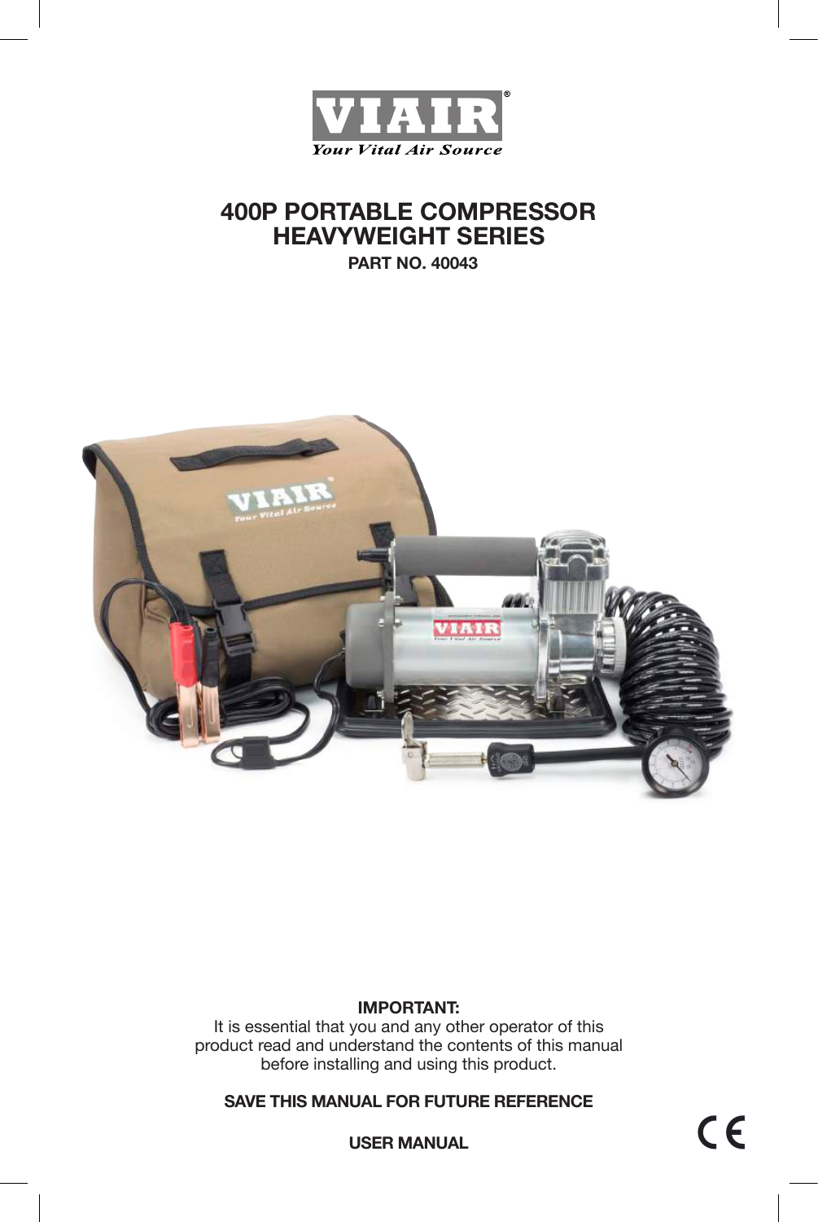# 400P PORTABLE COMPRESSOR HEAVYWEIGHT SERIES

**PART NO. 40043**

**IMPORTANT:**
It is essential that you and any other operator of this product read and understand the contents of this manual before installing and using this product.

**SAVE THIS MANUAL FOR FUTURE REFERENCE**

**USER MANUAL**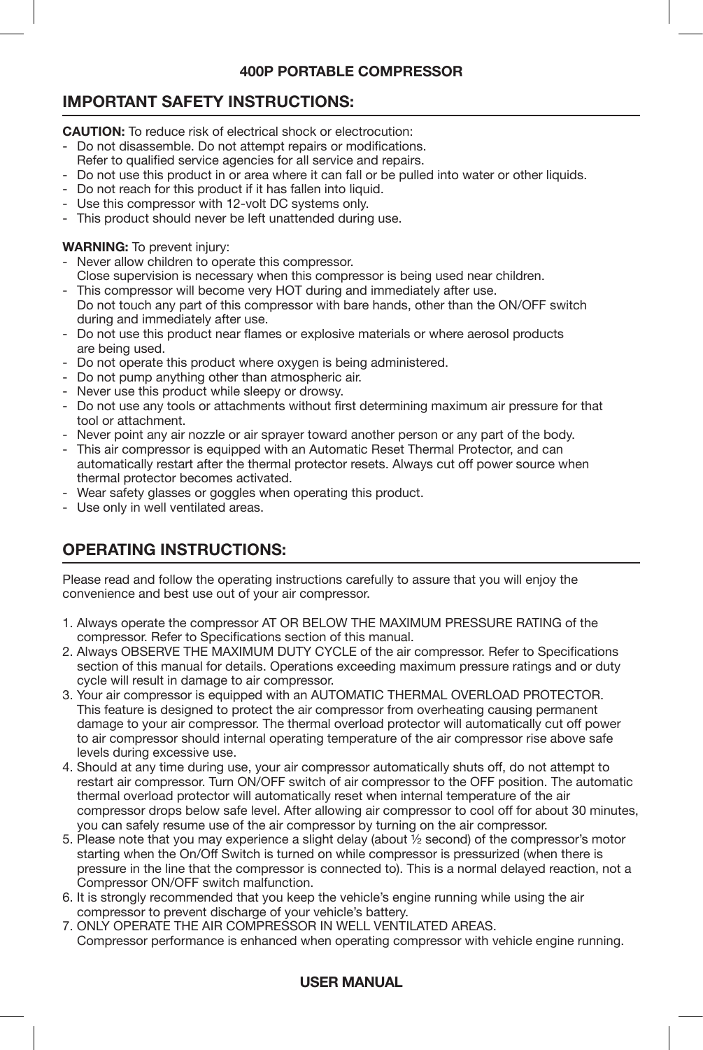**400P PORTABLE COMPRESSOR**

## IMPORTANT SAFETY INSTRUCTIONS:

**CAUTION:** To reduce risk of electrical shock or electrocution:

- Do not disassemble. Do not attempt repairs or modifications.
  Refer to qualified service agencies for all service and repairs.
- Do not use this product in or area where it can fall or be pulled into water or other liquids.
- Do not reach for this product if it has fallen into liquid.
- Use this compressor with 12-volt DC systems only.
- This product should never be left unattended during use.

**WARNING:** To prevent injury:

- Never allow children to operate this compressor.
  Close supervision is necessary when this compressor is being used near children.
- This compressor will become very HOT during and immediately after use.
  Do not touch any part of this compressor with bare hands, other than the ON/OFF switch during and immediately after use.
- Do not use this product near flames or explosive materials or where aerosol products are being used.
- Do not operate this product where oxygen is being administered.
- Do not pump anything other than atmospheric air.
- Never use this product while sleepy or drowsy.
- Do not use any tools or attachments without first determining maximum air pressure for that tool or attachment.
- Never point any air nozzle or air sprayer toward another person or any part of the body.
- This air compressor is equipped with an Automatic Reset Thermal Protector, and can automatically restart after the thermal protector resets. Always cut off power source when thermal protector becomes activated.
- Wear safety glasses or goggles when operating this product.
- Use only in well ventilated areas.

## OPERATING INSTRUCTIONS:

Please read and follow the operating instructions carefully to assure that you will enjoy the convenience and best use out of your air compressor.

1. Always operate the compressor AT OR BELOW THE MAXIMUM PRESSURE RATING of the compressor. Refer to Specifications section of this manual.
2. Always OBSERVE THE MAXIMUM DUTY CYCLE of the air compressor. Refer to Specifications section of this manual for details. Operations exceeding maximum pressure ratings and or duty cycle will result in damage to air compressor.
3. Your air compressor is equipped with an AUTOMATIC THERMAL OVERLOAD PROTECTOR. This feature is designed to protect the air compressor from overheating causing permanent damage to your air compressor. The thermal overload protector will automatically cut off power to air compressor should internal operating temperature of the air compressor rise above safe levels during excessive use.
4. Should at any time during use, your air compressor automatically shuts off, do not attempt to restart air compressor. Turn ON/OFF switch of air compressor to the OFF position. The automatic thermal overload protector will automatically reset when internal temperature of the air compressor drops below safe level. After allowing air compressor to cool off for about 30 minutes, you can safely resume use of the air compressor by turning on the air compressor.
5. Please note that you may experience a slight delay (about ½ second) of the compressor's motor starting when the On/Off Switch is turned on while compressor is pressurized (when there is pressure in the line that the compressor is connected to). This is a normal delayed reaction, not a Compressor ON/OFF switch malfunction.
6. It is strongly recommended that you keep the vehicle's engine running while using the air compressor to prevent discharge of your vehicle's battery.
7. ONLY OPERATE THE AIR COMPRESSOR IN WELL VENTILATED AREAS.
   Compressor performance is enhanced when operating compressor with vehicle engine running.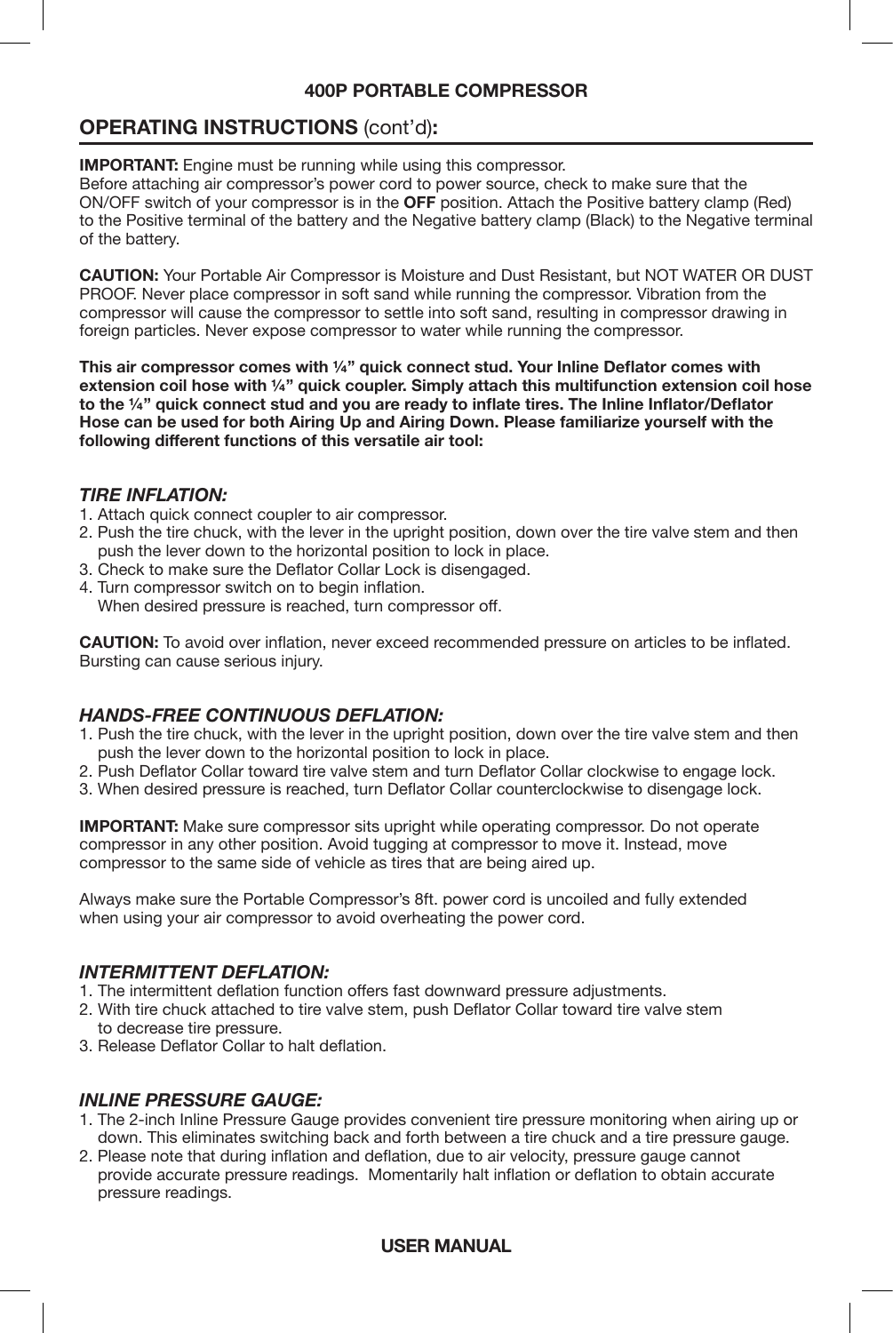## OPERATING INSTRUCTIONS (cont'd):

**IMPORTANT:** Engine must be running while using this compressor.
Before attaching air compressor's power cord to power source, check to make sure that the ON/OFF switch of your compressor is in the **OFF** position. Attach the Positive battery clamp (Red) to the Positive terminal of the battery and the Negative battery clamp (Black) to the Negative terminal of the battery.

**CAUTION:** Your Portable Air Compressor is Moisture and Dust Resistant, but NOT WATER OR DUST PROOF. Never place compressor in soft sand while running the compressor. Vibration from the compressor will cause the compressor to settle into soft sand, resulting in compressor drawing in foreign particles. Never expose compressor to water while running the compressor.

**This air compressor comes with ¼" quick connect stud. Your Inline Deflator comes with extension coil hose with ¼" quick coupler. Simply attach this multifunction extension coil hose to the ¼" quick connect stud and you are ready to inflate tires. The Inline Inflator/Deflator Hose can be used for both Airing Up and Airing Down. Please familiarize yourself with the following different functions of this versatile air tool:**

### *TIRE INFLATION:*

1. Attach quick connect coupler to air compressor.
2. Push the tire chuck, with the lever in the upright position, down over the tire valve stem and then push the lever down to the horizontal position to lock in place.
3. Check to make sure the Deflator Collar Lock is disengaged.
4. Turn compressor switch on to begin inflation.
   When desired pressure is reached, turn compressor off.

**CAUTION:** To avoid over inflation, never exceed recommended pressure on articles to be inflated. Bursting can cause serious injury.

### *HANDS-FREE CONTINUOUS DEFLATION:*

1. Push the tire chuck, with the lever in the upright position, down over the tire valve stem and then push the lever down to the horizontal position to lock in place.
2. Push Deflator Collar toward tire valve stem and turn Deflator Collar clockwise to engage lock.
3. When desired pressure is reached, turn Deflator Collar counterclockwise to disengage lock.

**IMPORTANT:** Make sure compressor sits upright while operating compressor. Do not operate compressor in any other position. Avoid tugging at compressor to move it. Instead, move compressor to the same side of vehicle as tires that are being aired up.

Always make sure the Portable Compressor's 8ft. power cord is uncoiled and fully extended when using your air compressor to avoid overheating the power cord.

### *INTERMITTENT DEFLATION:*

1. The intermittent deflation function offers fast downward pressure adjustments.
2. With tire chuck attached to tire valve stem, push Deflator Collar toward tire valve stem to decrease tire pressure.
3. Release Deflator Collar to halt deflation.

### *INLINE PRESSURE GAUGE:*

1. The 2-inch Inline Pressure Gauge provides convenient tire pressure monitoring when airing up or down. This eliminates switching back and forth between a tire chuck and a tire pressure gauge.
2. Please note that during inflation and deflation, due to air velocity, pressure gauge cannot provide accurate pressure readings. Momentarily halt inflation or deflation to obtain accurate pressure readings.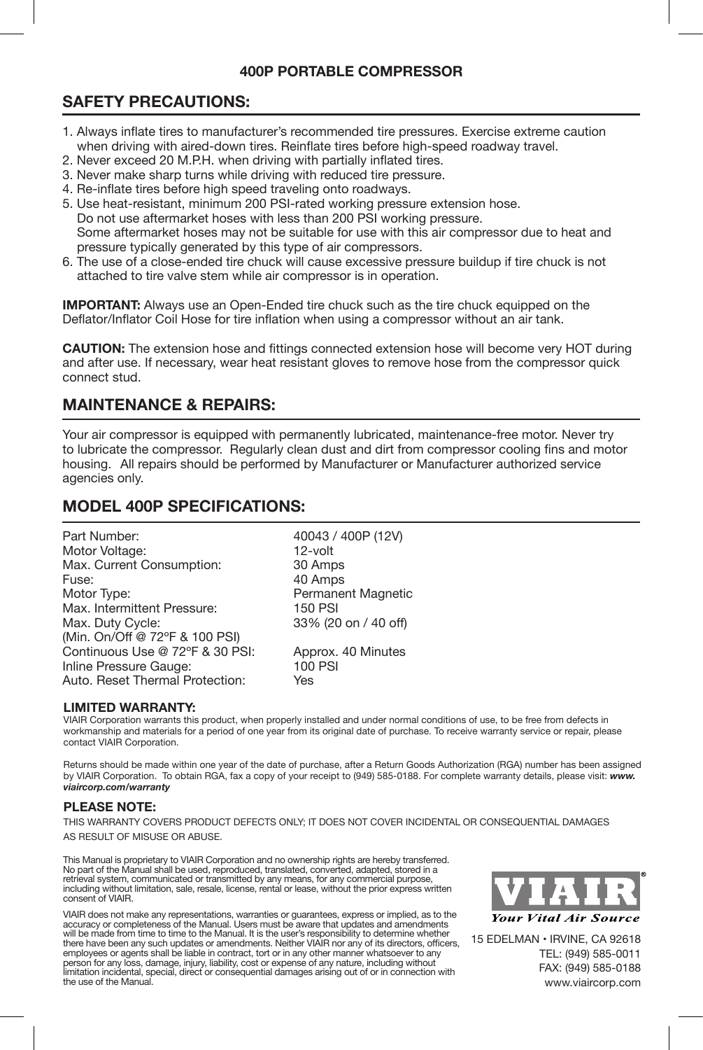**400P PORTABLE COMPRESSOR**

## SAFETY PRECAUTIONS:

1. Always inflate tires to manufacturer's recommended tire pressures. Exercise extreme caution when driving with aired-down tires. Reinflate tires before high-speed roadway travel.
2. Never exceed 20 M.P.H. when driving with partially inflated tires.
3. Never make sharp turns while driving with reduced tire pressure.
4. Re-inflate tires before high speed traveling onto roadways.
5. Use heat-resistant, minimum 200 PSI-rated working pressure extension hose. Do not use aftermarket hoses with less than 200 PSI working pressure. Some aftermarket hoses may not be suitable for use with this air compressor due to heat and pressure typically generated by this type of air compressors.
6. The use of a close-ended tire chuck will cause excessive pressure buildup if tire chuck is not attached to tire valve stem while air compressor is in operation.

**IMPORTANT:** Always use an Open-Ended tire chuck such as the tire chuck equipped on the Deflator/Inflator Coil Hose for tire inflation when using a compressor without an air tank.

**CAUTION:** The extension hose and fittings connected extension hose will become very HOT during and after use. If necessary, wear heat resistant gloves to remove hose from the compressor quick connect stud.

## MAINTENANCE & REPAIRS:

Your air compressor is equipped with permanently lubricated, maintenance-free motor. Never try to lubricate the compressor. Regularly clean dust and dirt from compressor cooling fins and motor housing. All repairs should be performed by Manufacturer or Manufacturer authorized service agencies only.

## MODEL 400P SPECIFICATIONS:

| | |
|---|---|
| Part Number: | 40043 / 400P (12V) |
| Motor Voltage: | 12-volt |
| Max. Current Consumption: | 30 Amps |
| Fuse: | 40 Amps |
| Motor Type: | Permanent Magnetic |
| Max. Intermittent Pressure: | 150 PSI |
| Max. Duty Cycle: (Min. On/Off @ 72°F & 100 PSI) | 33% (20 on / 40 off) |
| Continuous Use @ 72°F & 30 PSI: | Approx. 40 Minutes |
| Inline Pressure Gauge: | 100 PSI |
| Auto. Reset Thermal Protection: | Yes |

### LIMITED WARRANTY:

VIAIR Corporation warrants this product, when properly installed and under normal conditions of use, to be free from defects in workmanship and materials for a period of one year from its original date of purchase. To receive warranty service or repair, please contact VIAIR Corporation.

Returns should be made within one year of the date of purchase, after a Return Goods Authorization (RGA) number has been assigned by VIAIR Corporation. To obtain RGA, fax a copy of your receipt to (949) 585-0188. For complete warranty details, please visit: ***www.viaircorp.com/warranty***

### PLEASE NOTE:

THIS WARRANTY COVERS PRODUCT DEFECTS ONLY; IT DOES NOT COVER INCIDENTAL OR CONSEQUENTIAL DAMAGES AS RESULT OF MISUSE OR ABUSE.

This Manual is proprietary to VIAIR Corporation and no ownership rights are hereby transferred. No part of the Manual shall be used, reproduced, translated, converted, adapted, stored in a retrieval system, communicated or transmitted by any means, for any commercial purpose, including without limitation, sale, resale, license, rental or lease, without the prior express written consent of VIAIR.

VIAIR does not make any representations, warranties or guarantees, express or implied, as to the accuracy or completeness of the Manual. Users must be aware that updates and amendments will be made from time to time to the Manual. It is the user's responsibility to determine whether there have been any such updates or amendments. Neither VIAIR nor any of its directors, officers, employees or agents shall be liable in contract, tort or in any other manner whatsoever to any person for any loss, damage, injury, liability, cost or expense of any nature, including without limitation incidental, special, direct or consequential damages arising out of or in connection with the use of the Manual.

VIAIR®

*Your Vital Air Source*

15 EDELMAN • IRVINE, CA 92618
TEL: (949) 585-0011
FAX: (949) 585-0188
www.viaircorp.com